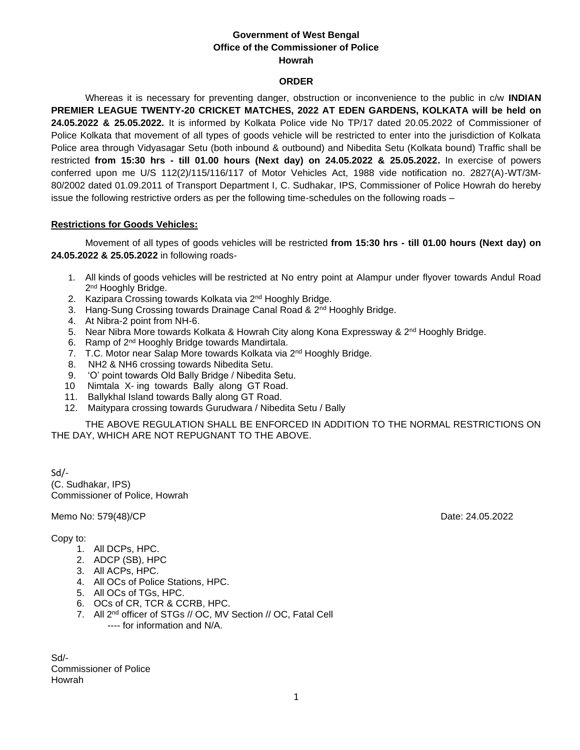**Government of West Bengal**
**Office of the Commissioner of Police**
**Howrah**

**ORDER**

Whereas it is necessary for preventing danger, obstruction or inconvenience to the public in c/w **INDIAN PREMIER LEAGUE TWENTY-20 CRICKET MATCHES, 2022 AT EDEN GARDENS, KOLKATA will be held on 24.05.2022 & 25.05.2022.** It is informed by Kolkata Police vide No TP/17 dated 20.05.2022 of Commissioner of Police Kolkata that movement of all types of goods vehicle will be restricted to enter into the jurisdiction of Kolkata Police area through Vidyasagar Setu (both inbound & outbound) and Nibedita Setu (Kolkata bound) Traffic shall be restricted **from 15:30 hrs - till 01.00 hours (Next day) on 24.05.2022 & 25.05.2022.** In exercise of powers conferred upon me U/S 112(2)/115/116/117 of Motor Vehicles Act, 1988 vide notification no. 2827(A)-WT/3M-80/2002 dated 01.09.2011 of Transport Department I, C. Sudhakar, IPS, Commissioner of Police Howrah do hereby issue the following restrictive orders as per the following time-schedules on the following roads –

**Restrictions for Goods Vehicles:**

Movement of all types of goods vehicles will be restricted **from 15:30 hrs - till 01.00 hours (Next day) on 24.05.2022 & 25.05.2022** in following roads-

1. All kinds of goods vehicles will be restricted at No entry point at Alampur under flyover towards Andul Road 2nd Hooghly Bridge.
2. Kazipara Crossing towards Kolkata via 2nd Hooghly Bridge.
3. Hang-Sung Crossing towards Drainage Canal Road & 2nd Hooghly Bridge.
4. At Nibra-2 point from NH-6.
5. Near Nibra More towards Kolkata & Howrah City along Kona Expressway & 2nd Hooghly Bridge.
6. Ramp of 2nd Hooghly Bridge towards Mandirtala.
7. T.C. Motor near Salap More towards Kolkata via 2nd Hooghly Bridge.
8. NH2 & NH6 crossing towards Nibedita Setu.
9. 'O' point towards Old Bally Bridge / Nibedita Setu.
10. Nimtala X- ing towards Bally along GT Road.
11. Ballykhal Island towards Bally along GT Road.
12. Maitypara crossing towards Gurudwara / Nibedita Setu / Bally

THE ABOVE REGULATION SHALL BE ENFORCED IN ADDITION TO THE NORMAL RESTRICTIONS ON THE DAY, WHICH ARE NOT REPUGNANT TO THE ABOVE.

Sd/-
(C. Sudhakar, IPS)
Commissioner of Police, Howrah

Memo No: 579(48)/CP Date: 24.05.2022

Copy to:

1. All DCPs, HPC.
2. ADCP (SB), HPC
3. All ACPs, HPC.
4. All OCs of Police Stations, HPC.
5. All OCs of TGs, HPC.
6. OCs of CR, TCR & CCRB, HPC.
7. All 2nd officer of STGs // OC, MV Section // OC, Fatal Cell
   ---- for information and N/A.

Sd/-
Commissioner of Police
Howrah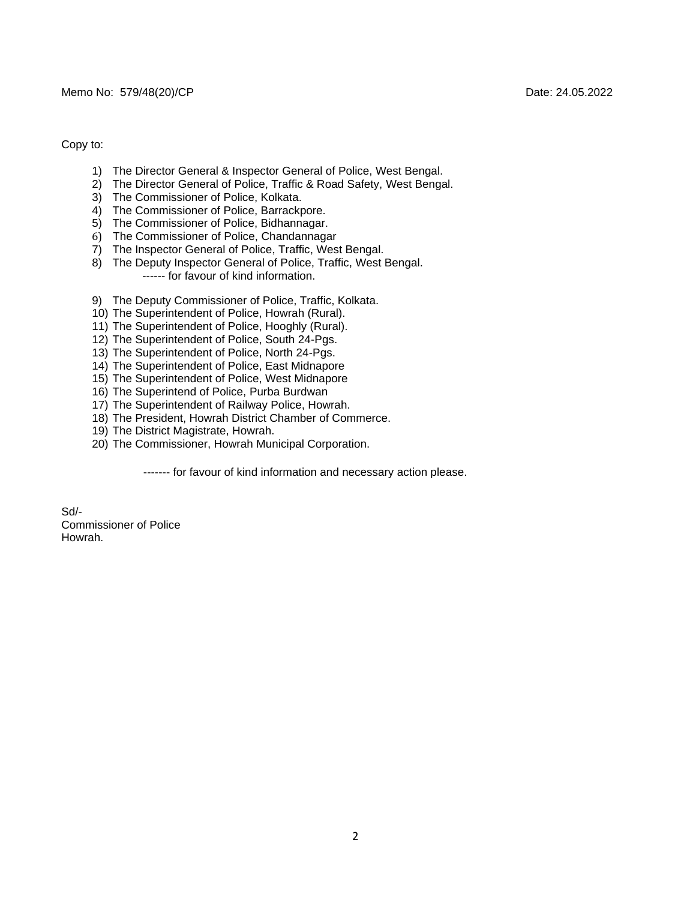Memo No: 579/48(20)/CP Date: 24.05.2022

Copy to:

1) The Director General & Inspector General of Police, West Bengal.
2) The Director General of Police, Traffic & Road Safety, West Bengal.
3) The Commissioner of Police, Kolkata.
4) The Commissioner of Police, Barrackpore.
5) The Commissioner of Police, Bidhannagar.
6) The Commissioner of Police, Chandannagar
7) The Inspector General of Police, Traffic, West Bengal.
8) The Deputy Inspector General of Police, Traffic, West Bengal.

------ for favour of kind information.

9) The Deputy Commissioner of Police, Traffic, Kolkata.
10) The Superintendent of Police, Howrah (Rural).
11) The Superintendent of Police, Hooghly (Rural).
12) The Superintendent of Police, South 24-Pgs.
13) The Superintendent of Police, North 24-Pgs.
14) The Superintendent of Police, East Midnapore
15) The Superintendent of Police, West Midnapore
16) The Superintend of Police, Purba Burdwan
17) The Superintendent of Railway Police, Howrah.
18) The President, Howrah District Chamber of Commerce.
19) The District Magistrate, Howrah.
20) The Commissioner, Howrah Municipal Corporation.

------- for favour of kind information and necessary action please.

Sd/-
Commissioner of Police
Howrah.